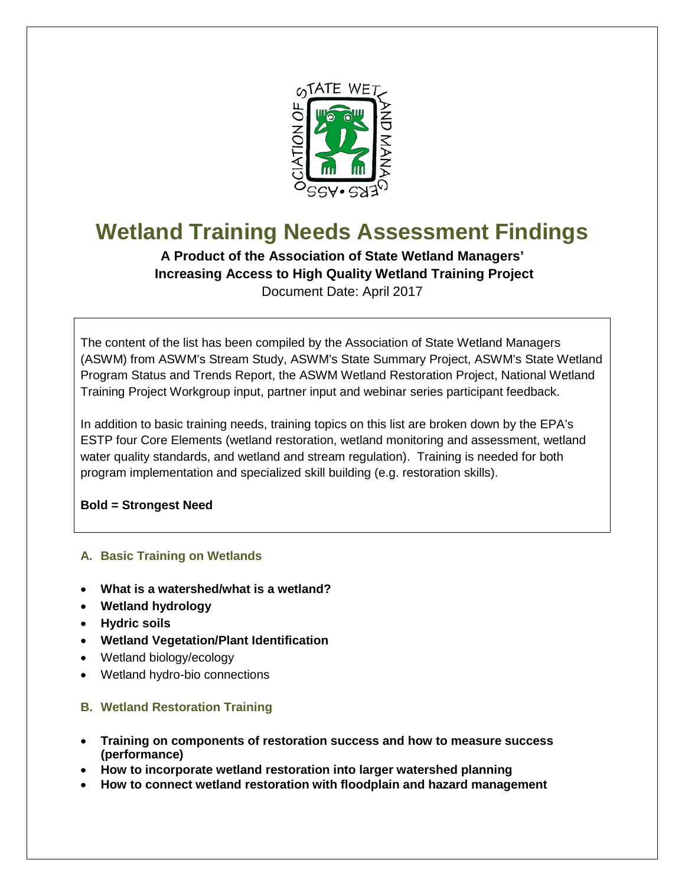# Wetland Training Needs Assessment Findings

**A Product of the Association of State Wetland Managers' Increasing Access to High Quality Wetland Training Project**

Document Date: April 2017

The content of the list has been compiled by the Association of State Wetland Managers (ASWM) from ASWM's Stream Study, ASWM's State Summary Project, ASWM's State Wetland Program Status and Trends Report, the ASWM Wetland Restoration Project, National Wetland Training Project Workgroup input, partner input and webinar series participant feedback.

In addition to basic training needs, training topics on this list are broken down by the EPA's ESTP four Core Elements (wetland restoration, wetland monitoring and assessment, wetland water quality standards, and wetland and stream regulation). Training is needed for both program implementation and specialized skill building (e.g. restoration skills).

**Bold = Strongest Need**

## A. Basic Training on Wetlands

- **What is a watershed/what is a wetland?**
- **Wetland hydrology**
- **Hydric soils**
- **Wetland Vegetation/Plant Identification**
- Wetland biology/ecology
- Wetland hydro-bio connections

## B. Wetland Restoration Training

- **Training on components of restoration success and how to measure success (performance)**
- **How to incorporate wetland restoration into larger watershed planning**
- **How to connect wetland restoration with floodplain and hazard management**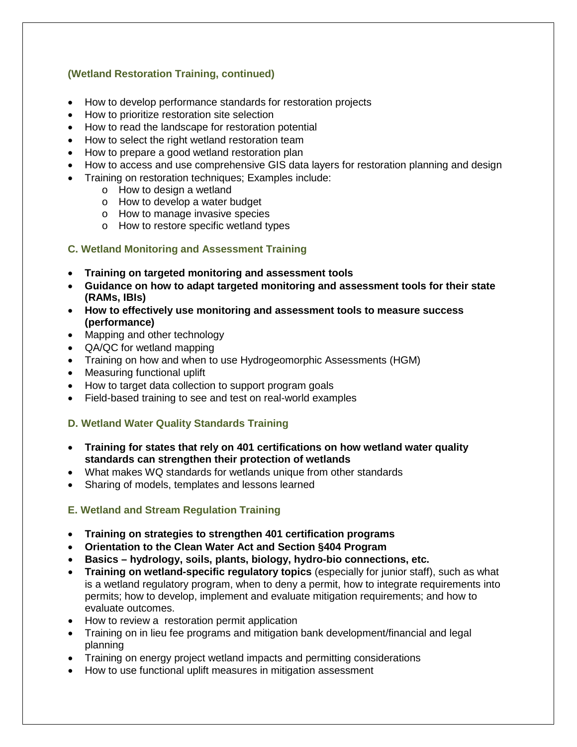### (Wetland Restoration Training, continued)

- How to develop performance standards for restoration projects
- How to prioritize restoration site selection
- How to read the landscape for restoration potential
- How to select the right wetland restoration team
- How to prepare a good wetland restoration plan
- How to access and use comprehensive GIS data layers for restoration planning and design
- Training on restoration techniques; Examples include:
    - How to design a wetland
    - How to develop a water budget
    - How to manage invasive species
    - How to restore specific wetland types

### C. Wetland Monitoring and Assessment Training

- **Training on targeted monitoring and assessment tools**
- **Guidance on how to adapt targeted monitoring and assessment tools for their state (RAMs, IBIs)**
- **How to effectively use monitoring and assessment tools to measure success (performance)**
- Mapping and other technology
- QA/QC for wetland mapping
- Training on how and when to use Hydrogeomorphic Assessments (HGM)
- Measuring functional uplift
- How to target data collection to support program goals
- Field-based training to see and test on real-world examples

### D. Wetland Water Quality Standards Training

- **Training for states that rely on 401 certifications on how wetland water quality standards can strengthen their protection of wetlands**
- What makes WQ standards for wetlands unique from other standards
- Sharing of models, templates and lessons learned

### E. Wetland and Stream Regulation Training

- **Training on strategies to strengthen 401 certification programs**
- **Orientation to the Clean Water Act and Section §404 Program**
- **Basics – hydrology, soils, plants, biology, hydro-bio connections, etc.**
- **Training on wetland-specific regulatory topics** (especially for junior staff), such as what is a wetland regulatory program, when to deny a permit, how to integrate requirements into permits; how to develop, implement and evaluate mitigation requirements; and how to evaluate outcomes.
- How to review a restoration permit application
- Training on in lieu fee programs and mitigation bank development/financial and legal planning
- Training on energy project wetland impacts and permitting considerations
- How to use functional uplift measures in mitigation assessment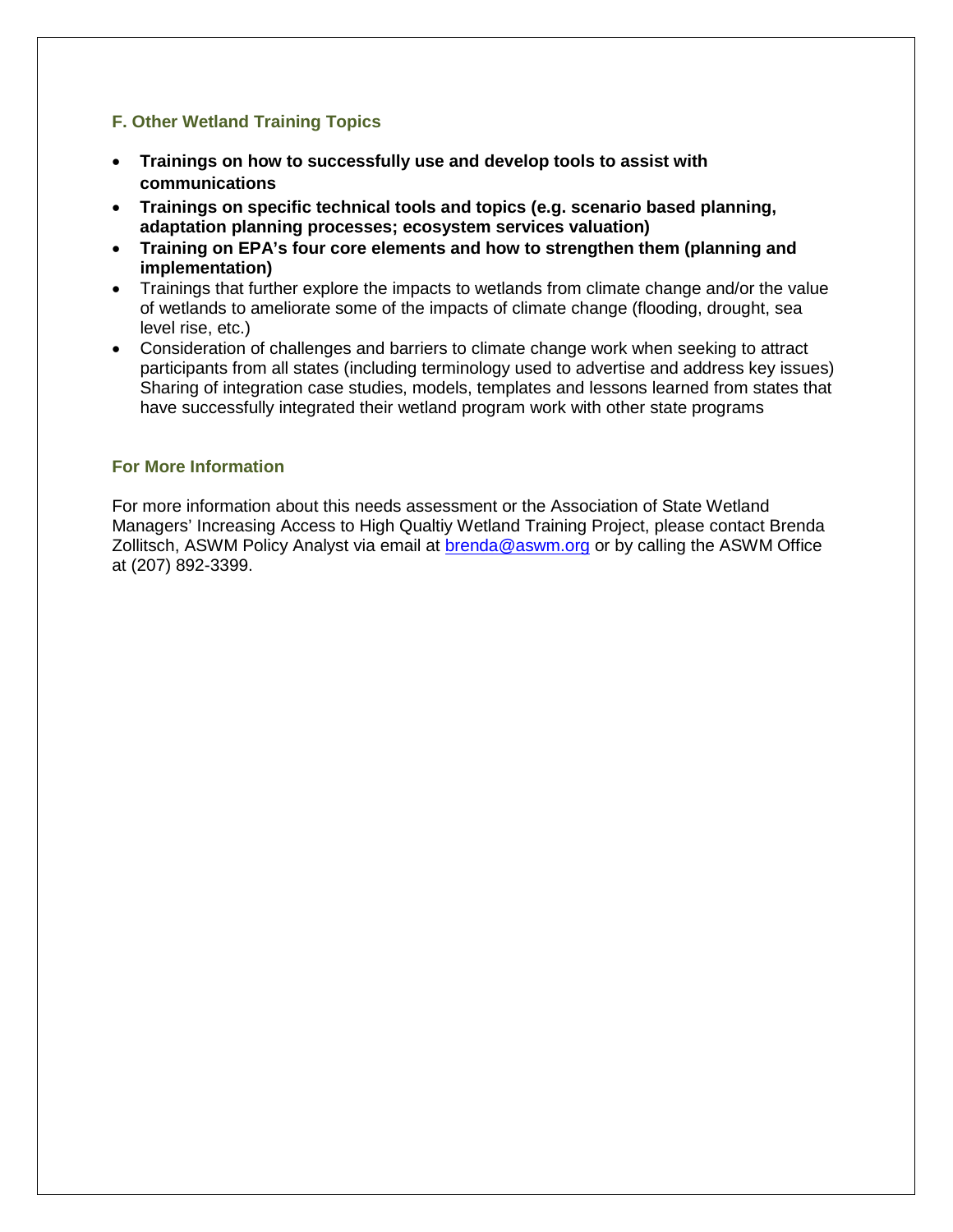### F. Other Wetland Training Topics

- **Trainings on how to successfully use and develop tools to assist with communications**
- **Trainings on specific technical tools and topics (e.g. scenario based planning, adaptation planning processes; ecosystem services valuation)**
- **Training on EPA's four core elements and how to strengthen them (planning and implementation)**
- Trainings that further explore the impacts to wetlands from climate change and/or the value of wetlands to ameliorate some of the impacts of climate change (flooding, drought, sea level rise, etc.)
- Consideration of challenges and barriers to climate change work when seeking to attract participants from all states (including terminology used to advertise and address key issues) Sharing of integration case studies, models, templates and lessons learned from states that have successfully integrated their wetland program work with other state programs

### For More Information

For more information about this needs assessment or the Association of State Wetland Managers' Increasing Access to High Qualtiy Wetland Training Project, please contact Brenda Zollitsch, ASWM Policy Analyst via email at brenda@aswm.org or by calling the ASWM Office at (207) 892-3399.